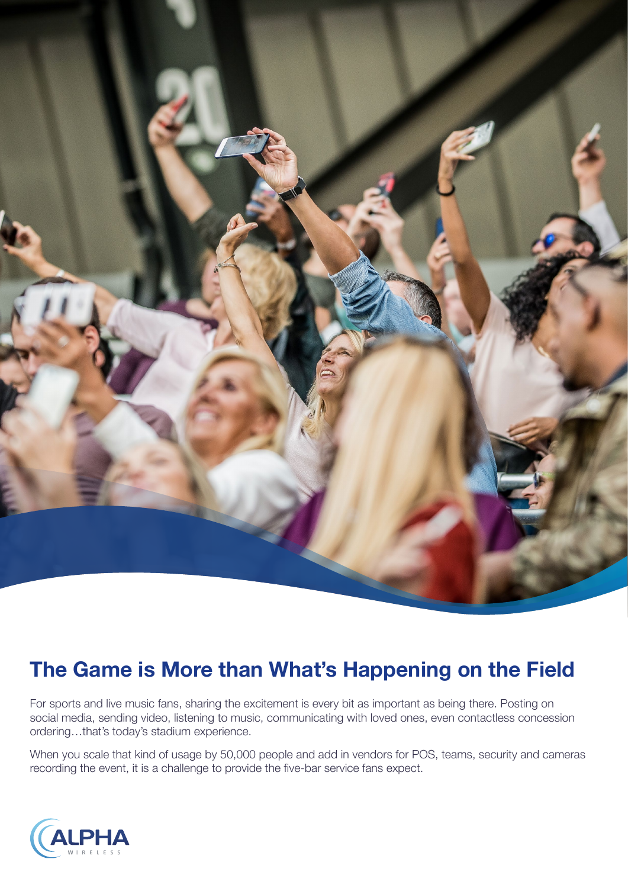## The Game is More than What's Happening on the Field

For sports and live music fans, sharing the excitement is every bit as important as being there. Posting on social media, sending video, listening to music, communicating with loved ones, even contactless concession ordering…that's today's stadium experience.

When you scale that kind of usage by 50,000 people and add in vendors for POS, teams, security and cameras recording the event, it is a challenge to provide the five-bar service fans expect.

ALPHA WIRELESS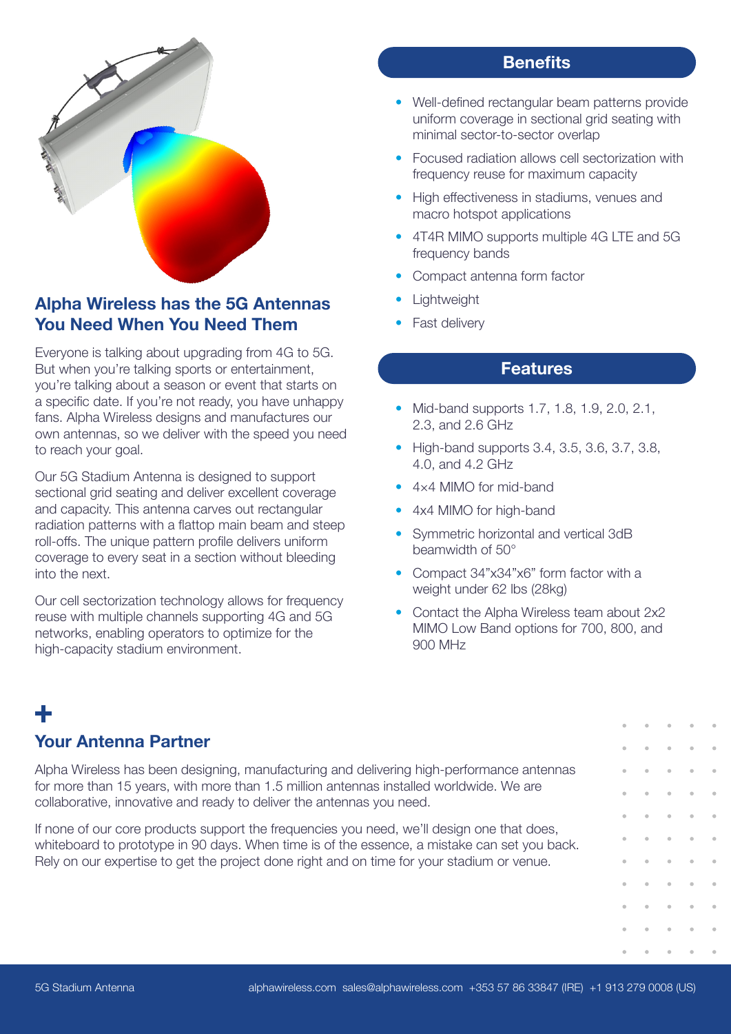## Alpha Wireless has the 5G Antennas You Need When You Need Them

Everyone is talking about upgrading from 4G to 5G. But when you're talking sports or entertainment, you're talking about a season or event that starts on a specific date. If you're not ready, you have unhappy fans. Alpha Wireless designs and manufactures our own antennas, so we deliver with the speed you need to reach your goal.

Our 5G Stadium Antenna is designed to support sectional grid seating and deliver excellent coverage and capacity. This antenna carves out rectangular radiation patterns with a flattop main beam and steep roll-offs. The unique pattern profile delivers uniform coverage to every seat in a section without bleeding into the next.

Our cell sectorization technology allows for frequency reuse with multiple channels supporting 4G and 5G networks, enabling operators to optimize for the high-capacity stadium environment.

## Benefits

- Well-defined rectangular beam patterns provide uniform coverage in sectional grid seating with minimal sector-to-sector overlap
- Focused radiation allows cell sectorization with frequency reuse for maximum capacity
- High effectiveness in stadiums, venues and macro hotspot applications
- 4T4R MIMO supports multiple 4G LTE and 5G frequency bands
- Compact antenna form factor
- Lightweight
- Fast delivery

## Features

- Mid-band supports 1.7, 1.8, 1.9, 2.0, 2.1, 2.3, and 2.6 GHz
- High-band supports 3.4, 3.5, 3.6, 3.7, 3.8, 4.0, and 4.2 GHz
- 4×4 MIMO for mid-band
- 4x4 MIMO for high-band
- Symmetric horizontal and vertical 3dB beamwidth of 50°
- Compact 34"x34"x6" form factor with a weight under 62 lbs (28kg)
- Contact the Alpha Wireless team about 2x2 MIMO Low Band options for 700, 800, and 900 MHz

## Your Antenna Partner

Alpha Wireless has been designing, manufacturing and delivering high-performance antennas for more than 15 years, with more than 1.5 million antennas installed worldwide. We are collaborative, innovative and ready to deliver the antennas you need.

If none of our core products support the frequencies you need, we'll design one that does, whiteboard to prototype in 90 days. When time is of the essence, a mistake can set you back. Rely on our expertise to get the project done right and on time for your stadium or venue.

alphawireless.com sales@alphawireless.com +353 57 86 33847 (IRE) +1 913 279 0008 (US)